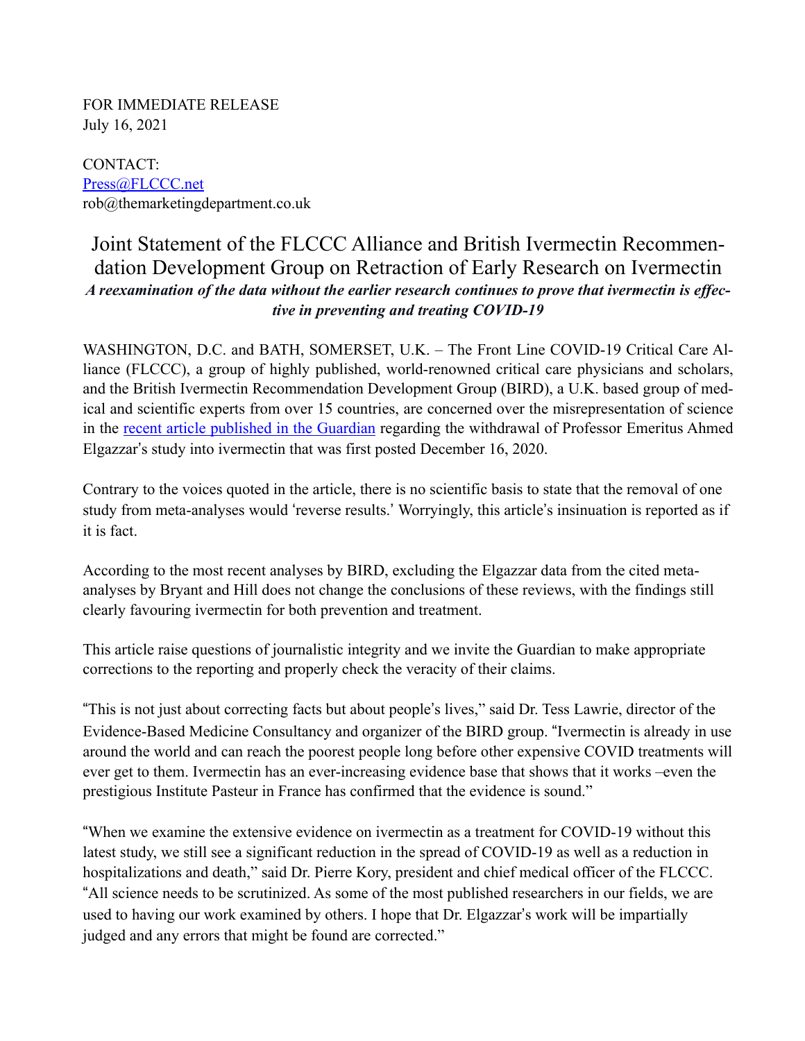FOR IMMEDIATE RELEASE
July 16, 2021

CONTACT:
[Press@FLCCC.net](mailto:Press@FLCCC.net)
rob@themarketingdepartment.co.uk

# Joint Statement of the FLCCC Alliance and British Ivermectin Recommendation Development Group on Retraction of Early Research on Ivermectin

***A reexamination of the data without the earlier research continues to prove that ivermectin is effective in preventing and treating COVID-19***

WASHINGTON, D.C. and BATH, SOMERSET, U.K. – The Front Line COVID-19 Critical Care Alliance (FLCCC), a group of highly published, world-renowned critical care physicians and scholars, and the British Ivermectin Recommendation Development Group (BIRD), a U.K. based group of medical and scientific experts from over 15 countries, are concerned over the misrepresentation of science in the recent article published in the Guardian regarding the withdrawal of Professor Emeritus Ahmed Elgazzar's study into ivermectin that was first posted December 16, 2020.

Contrary to the voices quoted in the article, there is no scientific basis to state that the removal of one study from meta-analyses would 'reverse results.' Worryingly, this article's insinuation is reported as if it is fact.

According to the most recent analyses by BIRD, excluding the Elgazzar data from the cited meta-analyses by Bryant and Hill does not change the conclusions of these reviews, with the findings still clearly favouring ivermectin for both prevention and treatment.

This article raise questions of journalistic integrity and we invite the Guardian to make appropriate corrections to the reporting and properly check the veracity of their claims.

"This is not just about correcting facts but about people's lives," said Dr. Tess Lawrie, director of the Evidence-Based Medicine Consultancy and organizer of the BIRD group. "Ivermectin is already in use around the world and can reach the poorest people long before other expensive COVID treatments will ever get to them. Ivermectin has an ever-increasing evidence base that shows that it works –even the prestigious Institute Pasteur in France has confirmed that the evidence is sound."

"When we examine the extensive evidence on ivermectin as a treatment for COVID-19 without this latest study, we still see a significant reduction in the spread of COVID-19 as well as a reduction in hospitalizations and death," said Dr. Pierre Kory, president and chief medical officer of the FLCCC. "All science needs to be scrutinized. As some of the most published researchers in our fields, we are used to having our work examined by others. I hope that Dr. Elgazzar's work will be impartially judged and any errors that might be found are corrected."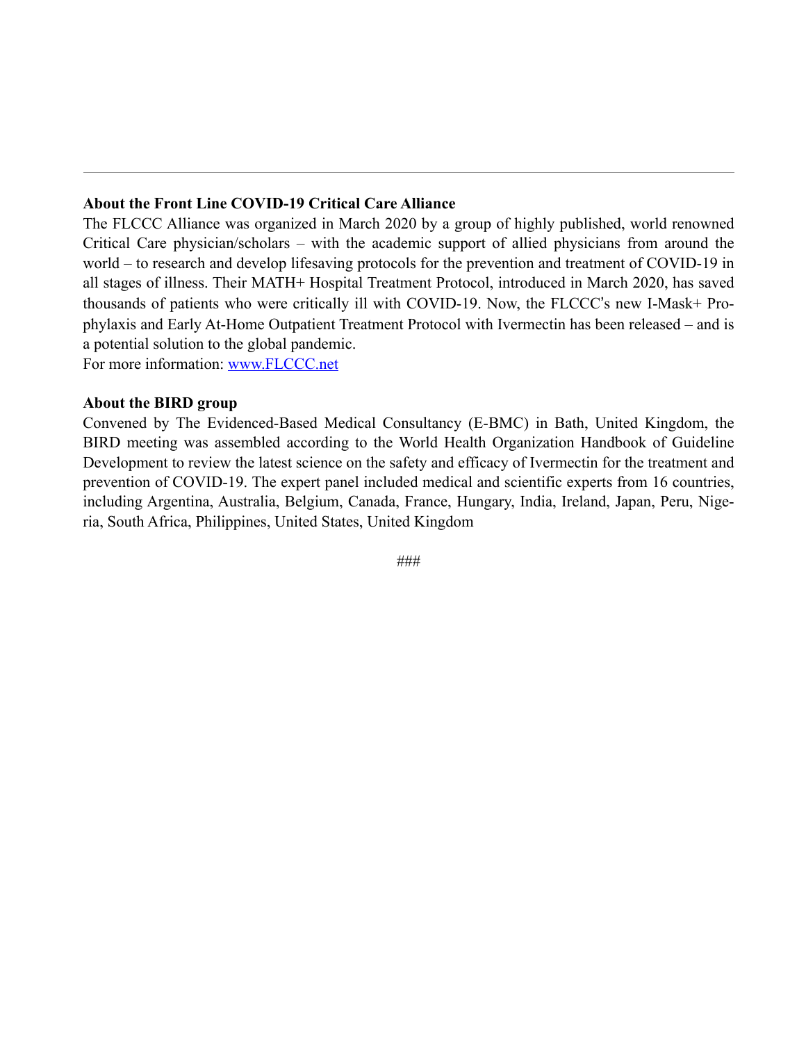---

**About the Front Line COVID-19 Critical Care Alliance**

The FLCCC Alliance was organized in March 2020 by a group of highly published, world renowned Critical Care physician/scholars – with the academic support of allied physicians from around the world – to research and develop lifesaving protocols for the prevention and treatment of COVID-19 in all stages of illness. Their MATH+ Hospital Treatment Protocol, introduced in March 2020, has saved thousands of patients who were critically ill with COVID-19. Now, the FLCCC's new I-Mask+ Prophylaxis and Early At-Home Outpatient Treatment Protocol with Ivermectin has been released – and is a potential solution to the global pandemic.
For more information: [www.FLCCC.net](http://www.FLCCC.net)

**About the BIRD group**

Convened by The Evidenced-Based Medical Consultancy (E-BMC) in Bath, United Kingdom, the BIRD meeting was assembled according to the World Health Organization Handbook of Guideline Development to review the latest science on the safety and efficacy of Ivermectin for the treatment and prevention of COVID-19. The expert panel included medical and scientific experts from 16 countries, including Argentina, Australia, Belgium, Canada, France, Hungary, India, Ireland, Japan, Peru, Nigeria, South Africa, Philippines, United States, United Kingdom

###